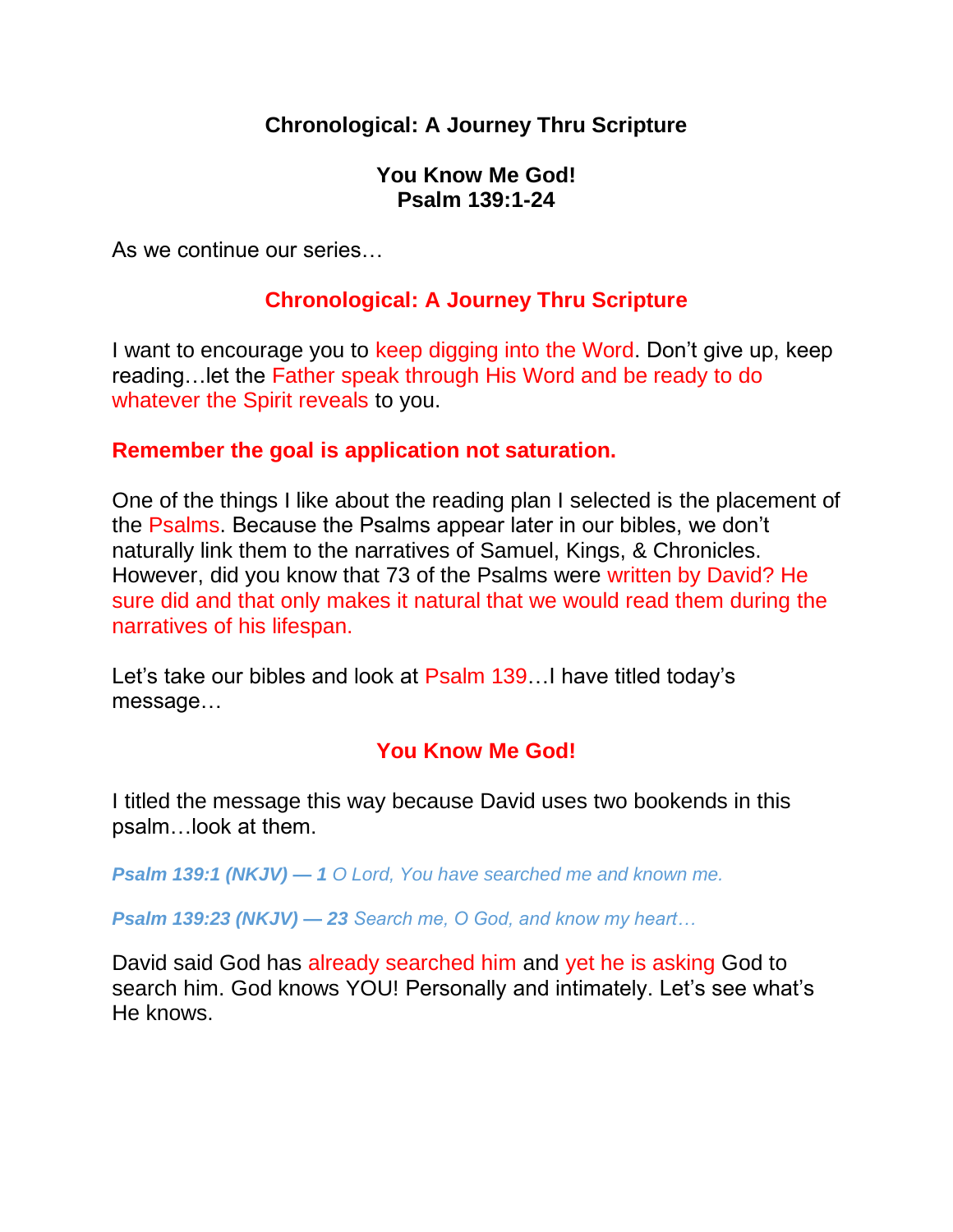# Chronological: A Journey Thru Scripture

## You Know Me God!
## Psalm 139:1-24

As we continue our series…

**Chronological: A Journey Thru Scripture**

I want to encourage you to keep digging into the Word. Don't give up, keep reading…let the Father speak through His Word and be ready to do whatever the Spirit reveals to you.

**Remember the goal is application not saturation.**

One of the things I like about the reading plan I selected is the placement of the Psalms. Because the Psalms appear later in our bibles, we don't naturally link them to the narratives of Samuel, Kings, & Chronicles. However, did you know that 73 of the Psalms were written by David? He sure did and that only makes it natural that we would read them during the narratives of his lifespan.

Let's take our bibles and look at Psalm 139…I have titled today's message…

**You Know Me God!**

I titled the message this way because David uses two bookends in this psalm…look at them.

***Psalm 139:1 (NKJV) — 1*** *O Lord, You have searched me and known me.*

***Psalm 139:23 (NKJV) — 23*** *Search me, O God, and know my heart…*

David said God has already searched him and yet he is asking God to search him. God knows YOU! Personally and intimately. Let's see what's He knows.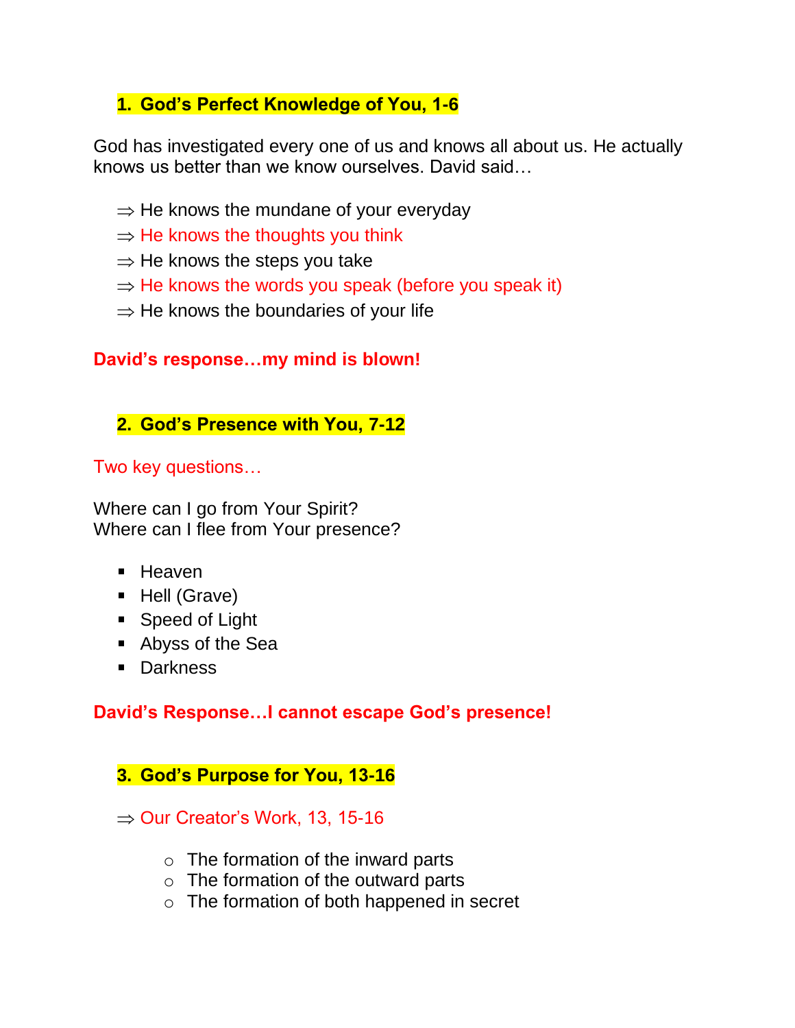## 1. God's Perfect Knowledge of You, 1-6

God has investigated every one of us and knows all about us. He actually knows us better than we know ourselves. David said…

- ⇒ He knows the mundane of your everyday
- ⇒ He knows the thoughts you think
- ⇒ He knows the steps you take
- ⇒ He knows the words you speak (before you speak it)
- ⇒ He knows the boundaries of your life

**David's response…my mind is blown!**

## 2. God's Presence with You, 7-12

Two key questions…

Where can I go from Your Spirit?
Where can I flee from Your presence?

- Heaven
- Hell (Grave)
- Speed of Light
- Abyss of the Sea
- Darkness

**David's Response…I cannot escape God's presence!**

## 3. God's Purpose for You, 13-16

⇒ Our Creator's Work, 13, 15-16

- The formation of the inward parts
- The formation of the outward parts
- The formation of both happened in secret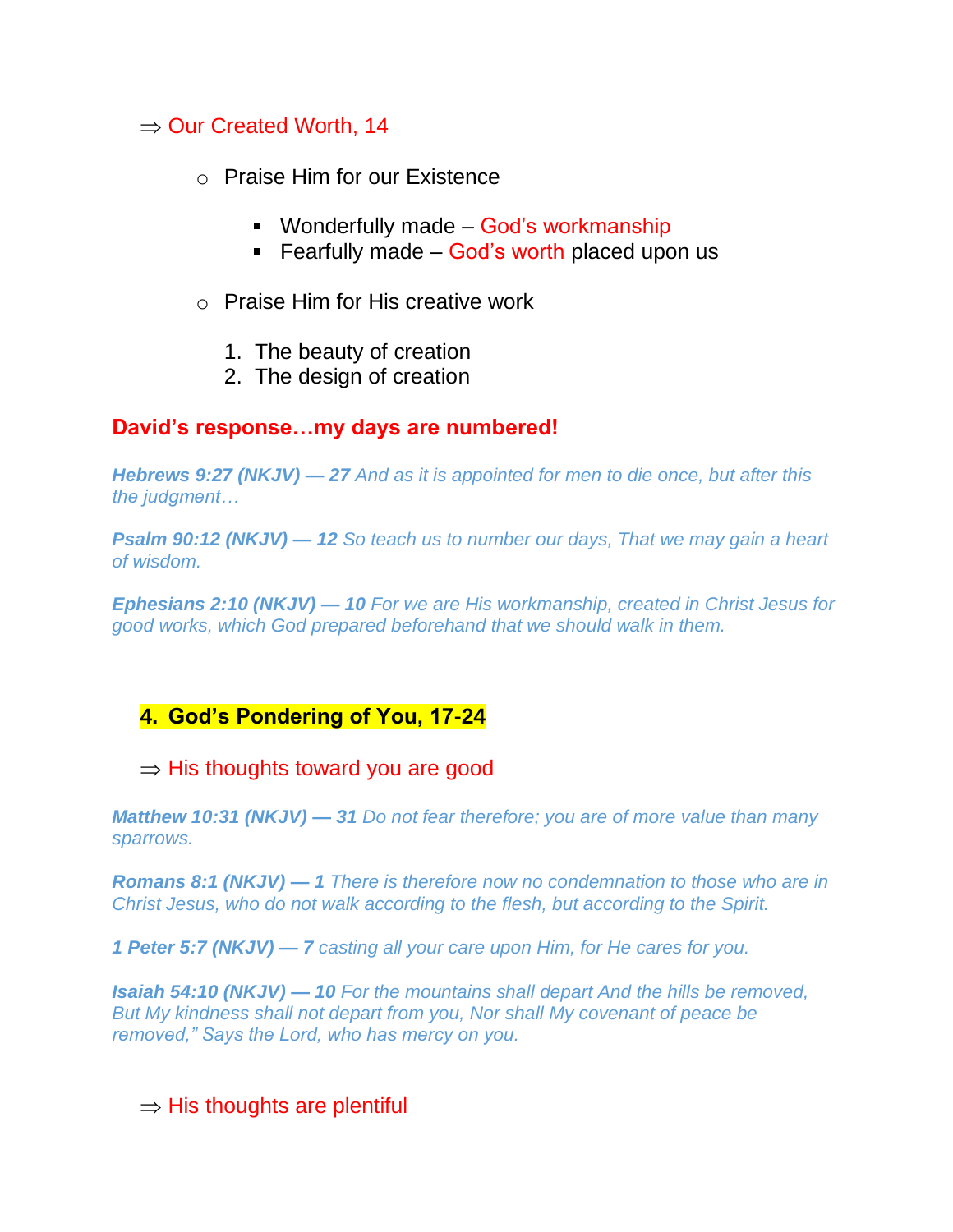⇒ Our Created Worth, 14

- Praise Him for our Existence
  - Wonderfully made – God's workmanship
  - Fearfully made – God's worth placed upon us
- Praise Him for His creative work
  1. The beauty of creation
  2. The design of creation

**David's response…my days are numbered!**

***Hebrews 9:27 (NKJV) — 27*** *And as it is appointed for men to die once, but after this the judgment…*

***Psalm 90:12 (NKJV) — 12*** *So teach us to number our days, That we may gain a heart of wisdom.*

***Ephesians 2:10 (NKJV) — 10*** *For we are His workmanship, created in Christ Jesus for good works, which God prepared beforehand that we should walk in them.*

## 4. God's Pondering of You, 17-24

⇒ His thoughts toward you are good

***Matthew 10:31 (NKJV) — 31*** *Do not fear therefore; you are of more value than many sparrows.*

***Romans 8:1 (NKJV) — 1*** *There is therefore now no condemnation to those who are in Christ Jesus, who do not walk according to the flesh, but according to the Spirit.*

***1 Peter 5:7 (NKJV) — 7*** *casting all your care upon Him, for He cares for you.*

***Isaiah 54:10 (NKJV) — 10*** *For the mountains shall depart And the hills be removed, But My kindness shall not depart from you, Nor shall My covenant of peace be removed," Says the Lord, who has mercy on you.*

⇒ His thoughts are plentiful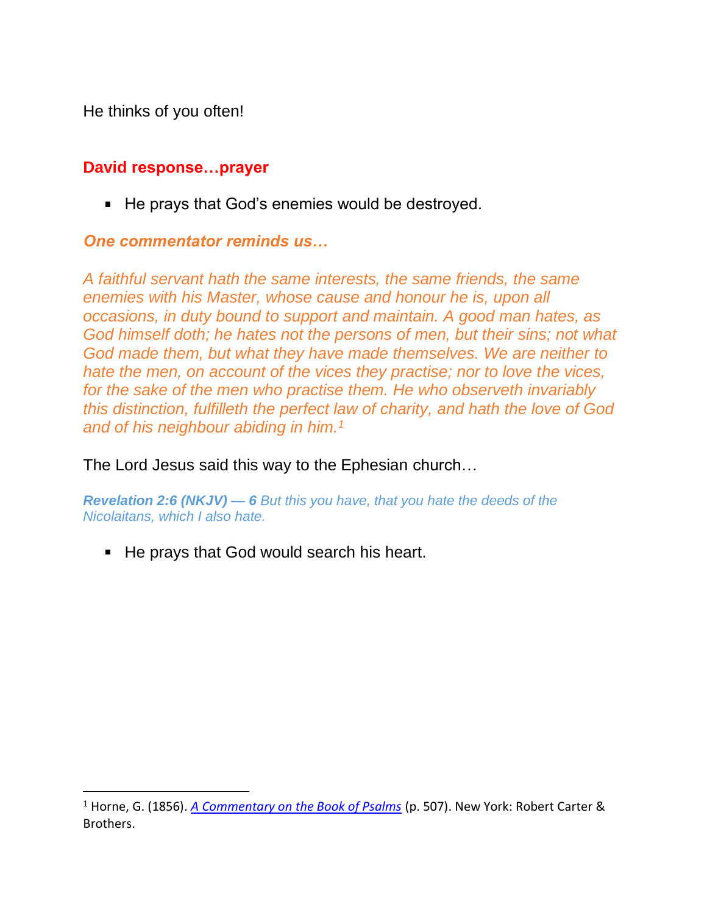He thinks of you often!

### David response…prayer

- He prays that God's enemies would be destroyed.

***One commentator reminds us…***

*A faithful servant hath the same interests, the same friends, the same enemies with his Master, whose cause and honour he is, upon all occasions, in duty bound to support and maintain. A good man hates, as God himself doth; he hates not the persons of men, but their sins; not what God made them, but what they have made themselves. We are neither to hate the men, on account of the vices they practise; nor to love the vices, for the sake of the men who practise them. He who observeth invariably this distinction, fulfilleth the perfect law of charity, and hath the love of God and of his neighbour abiding in him.*[1]

The Lord Jesus said this way to the Ephesian church…

***Revelation 2:6 (NKJV) — 6*** *But this you have, that you hate the deeds of the Nicolaitans, which I also hate.*

- He prays that God would search his heart.

---

[1] Horne, G. (1856). *A Commentary on the Book of Psalms* (p. 507). New York: Robert Carter & Brothers.